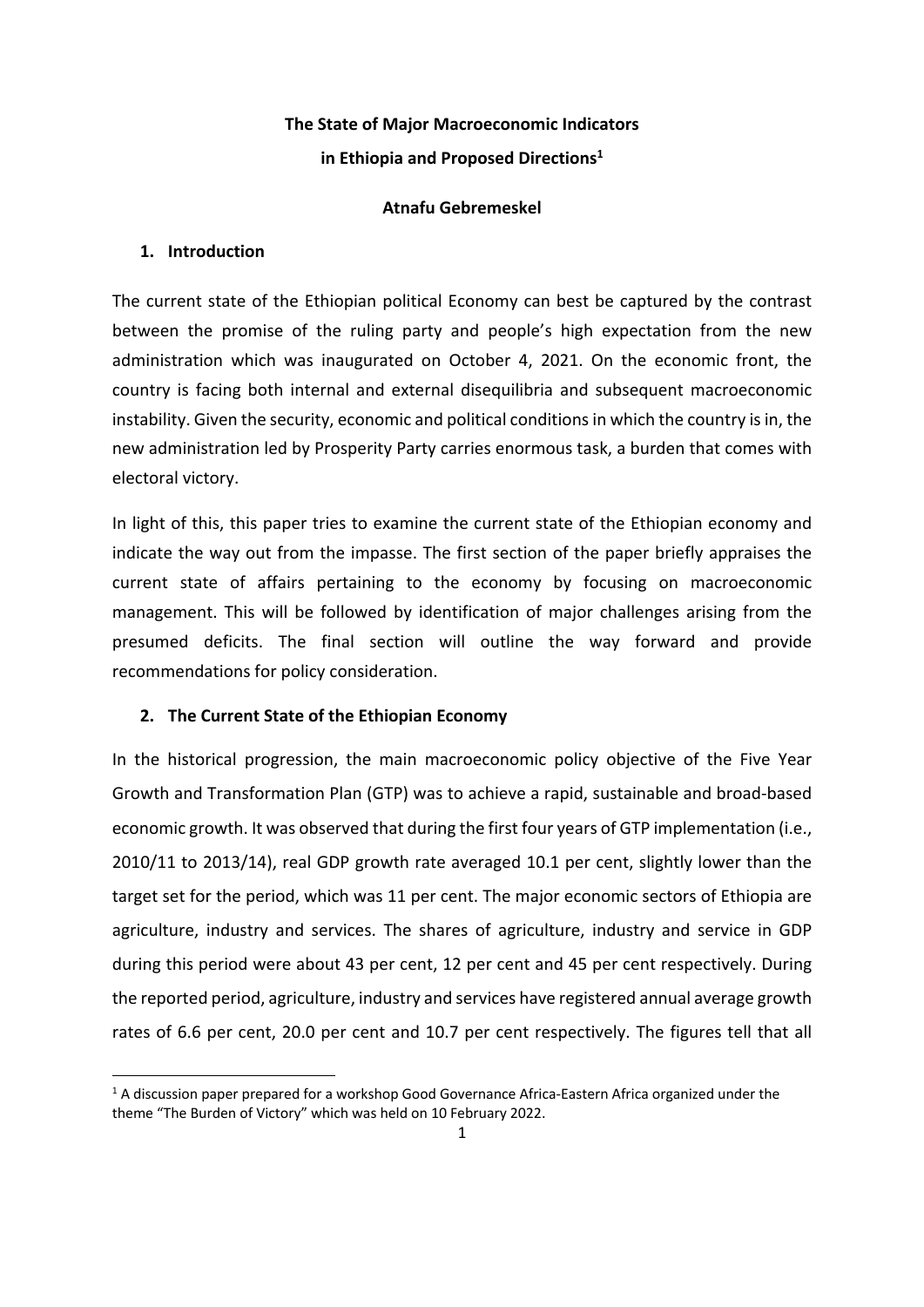# The State of Major Macroeconomic Indicators in Ethiopia and Proposed Directions[1]

**Atnafu Gebremeskel**

## 1. Introduction

The current state of the Ethiopian political Economy can best be captured by the contrast between the promise of the ruling party and people's high expectation from the new administration which was inaugurated on October 4, 2021. On the economic front, the country is facing both internal and external disequilibria and subsequent macroeconomic instability. Given the security, economic and political conditions in which the country is in, the new administration led by Prosperity Party carries enormous task, a burden that comes with electoral victory.

In light of this, this paper tries to examine the current state of the Ethiopian economy and indicate the way out from the impasse. The first section of the paper briefly appraises the current state of affairs pertaining to the economy by focusing on macroeconomic management. This will be followed by identification of major challenges arising from the presumed deficits. The final section will outline the way forward and provide recommendations for policy consideration.

## 2. The Current State of the Ethiopian Economy

In the historical progression, the main macroeconomic policy objective of the Five Year Growth and Transformation Plan (GTP) was to achieve a rapid, sustainable and broad-based economic growth. It was observed that during the first four years of GTP implementation (i.e., 2010/11 to 2013/14), real GDP growth rate averaged 10.1 per cent, slightly lower than the target set for the period, which was 11 per cent. The major economic sectors of Ethiopia are agriculture, industry and services. The shares of agriculture, industry and service in GDP during this period were about 43 per cent, 12 per cent and 45 per cent respectively. During the reported period, agriculture, industry and services have registered annual average growth rates of 6.6 per cent, 20.0 per cent and 10.7 per cent respectively. The figures tell that all

[1] A discussion paper prepared for a workshop Good Governance Africa-Eastern Africa organized under the theme "The Burden of Victory" which was held on 10 February 2022.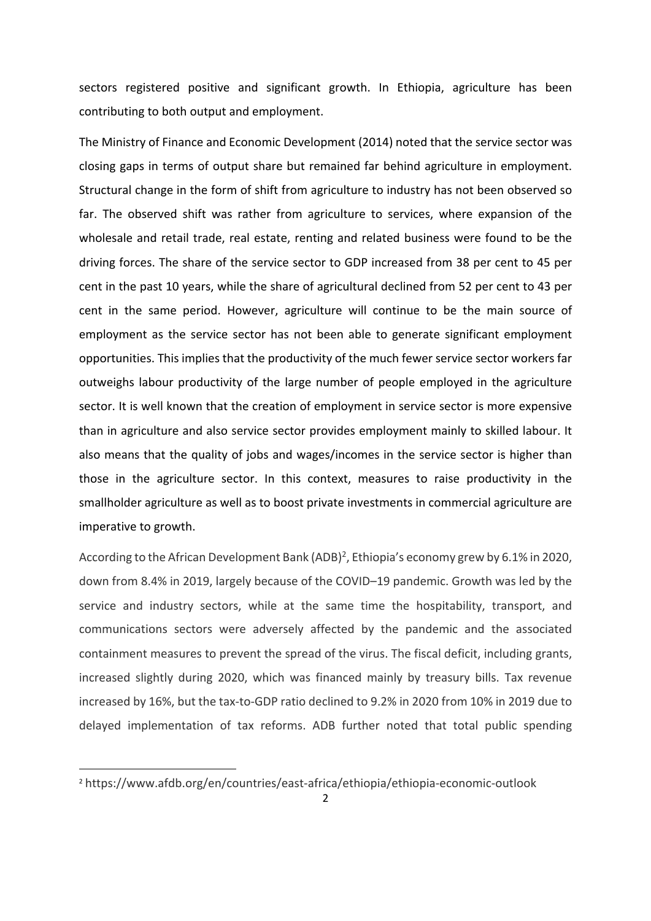sectors registered positive and significant growth. In Ethiopia, agriculture has been contributing to both output and employment.

The Ministry of Finance and Economic Development (2014) noted that the service sector was closing gaps in terms of output share but remained far behind agriculture in employment. Structural change in the form of shift from agriculture to industry has not been observed so far. The observed shift was rather from agriculture to services, where expansion of the wholesale and retail trade, real estate, renting and related business were found to be the driving forces. The share of the service sector to GDP increased from 38 per cent to 45 per cent in the past 10 years, while the share of agricultural declined from 52 per cent to 43 per cent in the same period. However, agriculture will continue to be the main source of employment as the service sector has not been able to generate significant employment opportunities. This implies that the productivity of the much fewer service sector workers far outweighs labour productivity of the large number of people employed in the agriculture sector. It is well known that the creation of employment in service sector is more expensive than in agriculture and also service sector provides employment mainly to skilled labour. It also means that the quality of jobs and wages/incomes in the service sector is higher than those in the agriculture sector. In this context, measures to raise productivity in the smallholder agriculture as well as to boost private investments in commercial agriculture are imperative to growth.

According to the African Development Bank (ADB)[2], Ethiopia's economy grew by 6.1% in 2020, down from 8.4% in 2019, largely because of the COVID–19 pandemic. Growth was led by the service and industry sectors, while at the same time the hospitability, transport, and communications sectors were adversely affected by the pandemic and the associated containment measures to prevent the spread of the virus. The fiscal deficit, including grants, increased slightly during 2020, which was financed mainly by treasury bills. Tax revenue increased by 16%, but the tax-to-GDP ratio declined to 9.2% in 2020 from 10% in 2019 due to delayed implementation of tax reforms. ADB further noted that total public spending

[2] https://www.afdb.org/en/countries/east-africa/ethiopia/ethiopia-economic-outlook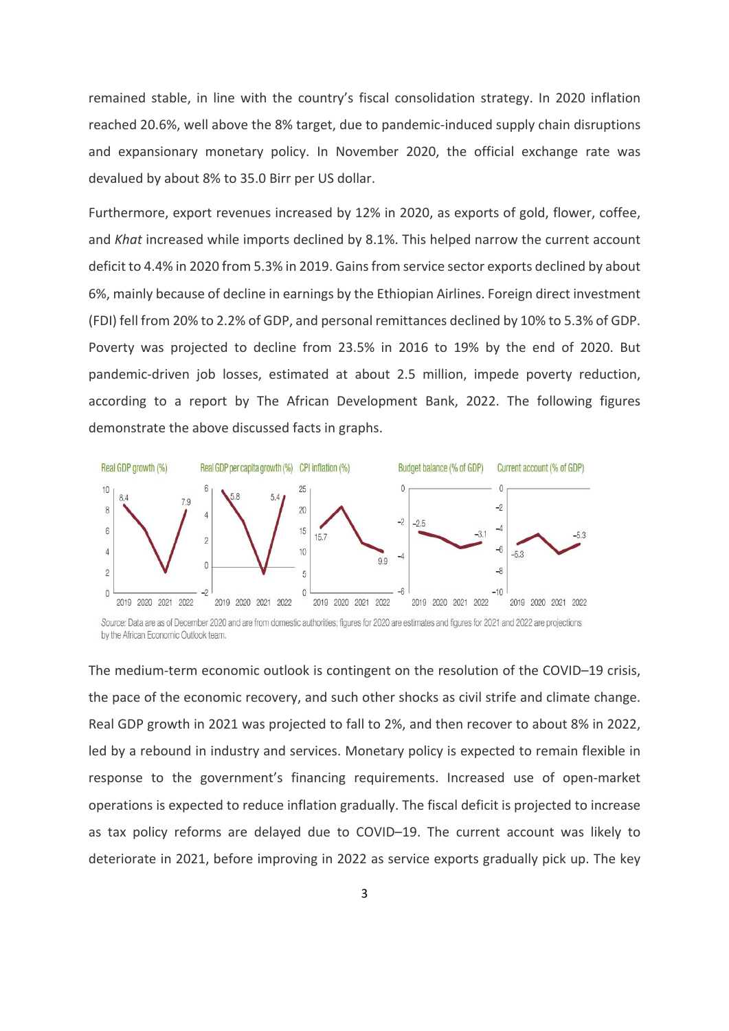remained stable, in line with the country's fiscal consolidation strategy. In 2020 inflation reached 20.6%, well above the 8% target, due to pandemic-induced supply chain disruptions and expansionary monetary policy. In November 2020, the official exchange rate was devalued by about 8% to 35.0 Birr per US dollar.

Furthermore, export revenues increased by 12% in 2020, as exports of gold, flower, coffee, and *Khat* increased while imports declined by 8.1%. This helped narrow the current account deficit to 4.4% in 2020 from 5.3% in 2019. Gains from service sector exports declined by about 6%, mainly because of decline in earnings by the Ethiopian Airlines. Foreign direct investment (FDI) fell from 20% to 2.2% of GDP, and personal remittances declined by 10% to 5.3% of GDP. Poverty was projected to decline from 23.5% in 2016 to 19% by the end of 2020. But pandemic-driven job losses, estimated at about 2.5 million, impede poverty reduction, according to a report by The African Development Bank, 2022. The following figures demonstrate the above discussed facts in graphs.

*Source:* Data are as of December 2020 and are from domestic authorities; figures for 2020 are estimates and figures for 2021 and 2022 are projections by the African Economic Outlook team.

The medium-term economic outlook is contingent on the resolution of the COVID–19 crisis, the pace of the economic recovery, and such other shocks as civil strife and climate change. Real GDP growth in 2021 was projected to fall to 2%, and then recover to about 8% in 2022, led by a rebound in industry and services. Monetary policy is expected to remain flexible in response to the government's financing requirements. Increased use of open-market operations is expected to reduce inflation gradually. The fiscal deficit is projected to increase as tax policy reforms are delayed due to COVID–19. The current account was likely to deteriorate in 2021, before improving in 2022 as service exports gradually pick up. The key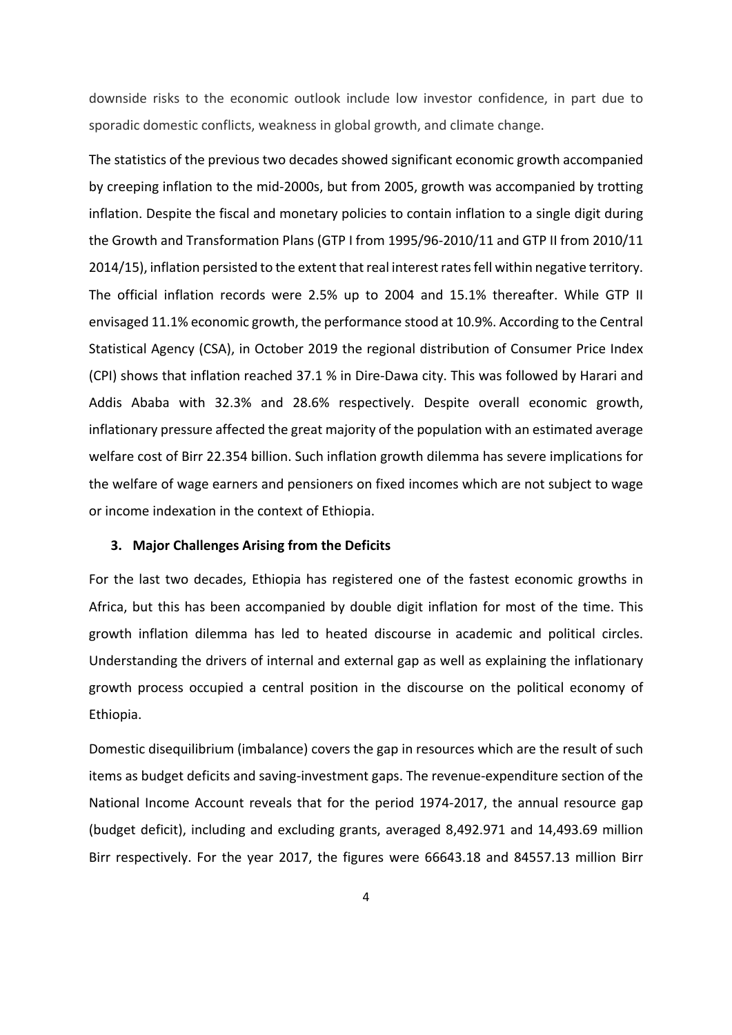downside risks to the economic outlook include low investor confidence, in part due to sporadic domestic conflicts, weakness in global growth, and climate change.

The statistics of the previous two decades showed significant economic growth accompanied by creeping inflation to the mid-2000s, but from 2005, growth was accompanied by trotting inflation. Despite the fiscal and monetary policies to contain inflation to a single digit during the Growth and Transformation Plans (GTP I from 1995/96-2010/11 and GTP II from 2010/11 2014/15), inflation persisted to the extent that real interest rates fell within negative territory. The official inflation records were 2.5% up to 2004 and 15.1% thereafter. While GTP II envisaged 11.1% economic growth, the performance stood at 10.9%. According to the Central Statistical Agency (CSA), in October 2019 the regional distribution of Consumer Price Index (CPI) shows that inflation reached 37.1 % in Dire-Dawa city. This was followed by Harari and Addis Ababa with 32.3% and 28.6% respectively. Despite overall economic growth, inflationary pressure affected the great majority of the population with an estimated average welfare cost of Birr 22.354 billion. Such inflation growth dilemma has severe implications for the welfare of wage earners and pensioners on fixed incomes which are not subject to wage or income indexation in the context of Ethiopia.

## 3. Major Challenges Arising from the Deficits

For the last two decades, Ethiopia has registered one of the fastest economic growths in Africa, but this has been accompanied by double digit inflation for most of the time. This growth inflation dilemma has led to heated discourse in academic and political circles. Understanding the drivers of internal and external gap as well as explaining the inflationary growth process occupied a central position in the discourse on the political economy of Ethiopia.

Domestic disequilibrium (imbalance) covers the gap in resources which are the result of such items as budget deficits and saving-investment gaps. The revenue-expenditure section of the National Income Account reveals that for the period 1974-2017, the annual resource gap (budget deficit), including and excluding grants, averaged 8,492.971 and 14,493.69 million Birr respectively. For the year 2017, the figures were 66643.18 and 84557.13 million Birr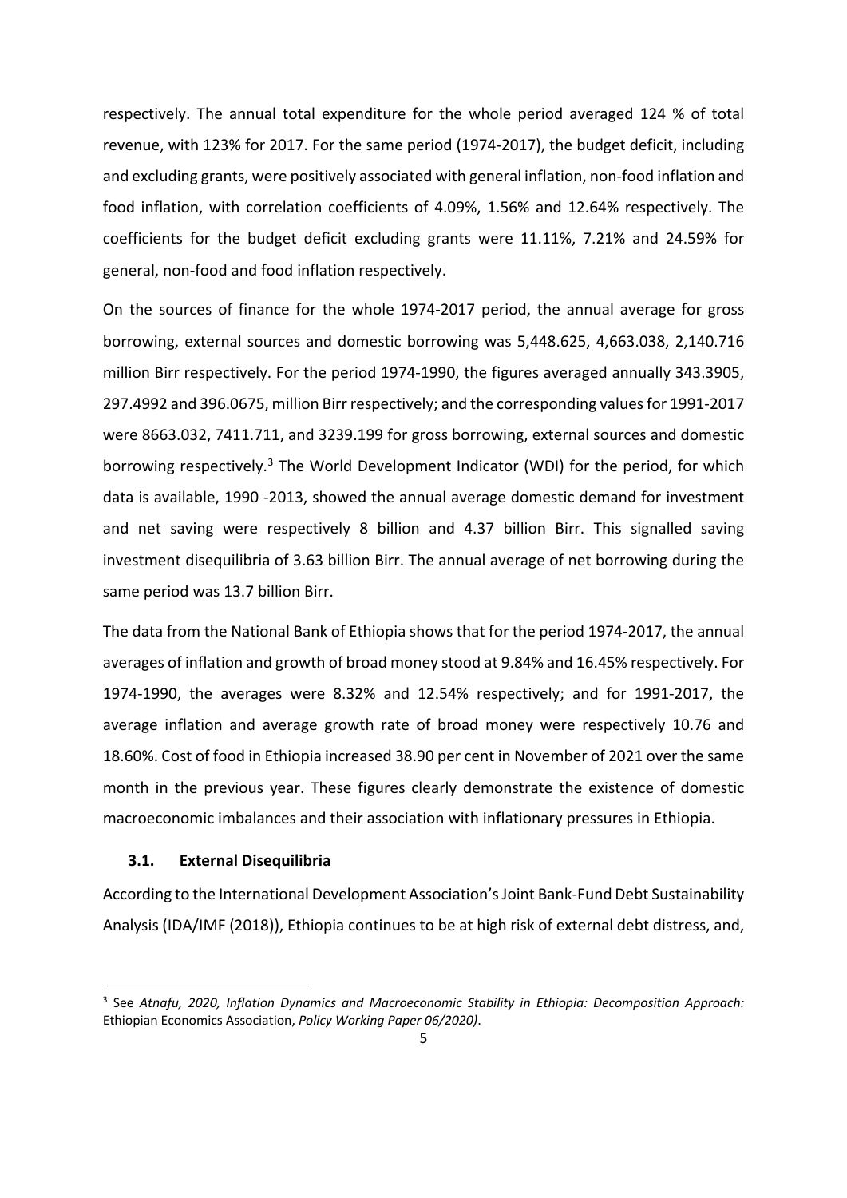respectively. The annual total expenditure for the whole period averaged 124 % of total revenue, with 123% for 2017. For the same period (1974-2017), the budget deficit, including and excluding grants, were positively associated with general inflation, non-food inflation and food inflation, with correlation coefficients of 4.09%, 1.56% and 12.64% respectively. The coefficients for the budget deficit excluding grants were 11.11%, 7.21% and 24.59% for general, non-food and food inflation respectively.

On the sources of finance for the whole 1974-2017 period, the annual average for gross borrowing, external sources and domestic borrowing was 5,448.625, 4,663.038, 2,140.716 million Birr respectively. For the period 1974-1990, the figures averaged annually 343.3905, 297.4992 and 396.0675, million Birr respectively; and the corresponding values for 1991-2017 were 8663.032, 7411.711, and 3239.199 for gross borrowing, external sources and domestic borrowing respectively.[3] The World Development Indicator (WDI) for the period, for which data is available, 1990 -2013, showed the annual average domestic demand for investment and net saving were respectively 8 billion and 4.37 billion Birr. This signalled saving investment disequilibria of 3.63 billion Birr. The annual average of net borrowing during the same period was 13.7 billion Birr.

The data from the National Bank of Ethiopia shows that for the period 1974-2017, the annual averages of inflation and growth of broad money stood at 9.84% and 16.45% respectively. For 1974-1990, the averages were 8.32% and 12.54% respectively; and for 1991-2017, the average inflation and average growth rate of broad money were respectively 10.76 and 18.60%. Cost of food in Ethiopia increased 38.90 per cent in November of 2021 over the same month in the previous year. These figures clearly demonstrate the existence of domestic macroeconomic imbalances and their association with inflationary pressures in Ethiopia.

### 3.1. External Disequilibria

According to the International Development Association's Joint Bank-Fund Debt Sustainability Analysis (IDA/IMF (2018)), Ethiopia continues to be at high risk of external debt distress, and,

[3] See *Atnafu, 2020, Inflation Dynamics and Macroeconomic Stability in Ethiopia: Decomposition Approach:* Ethiopian Economics Association, *Policy Working Paper 06/2020)*.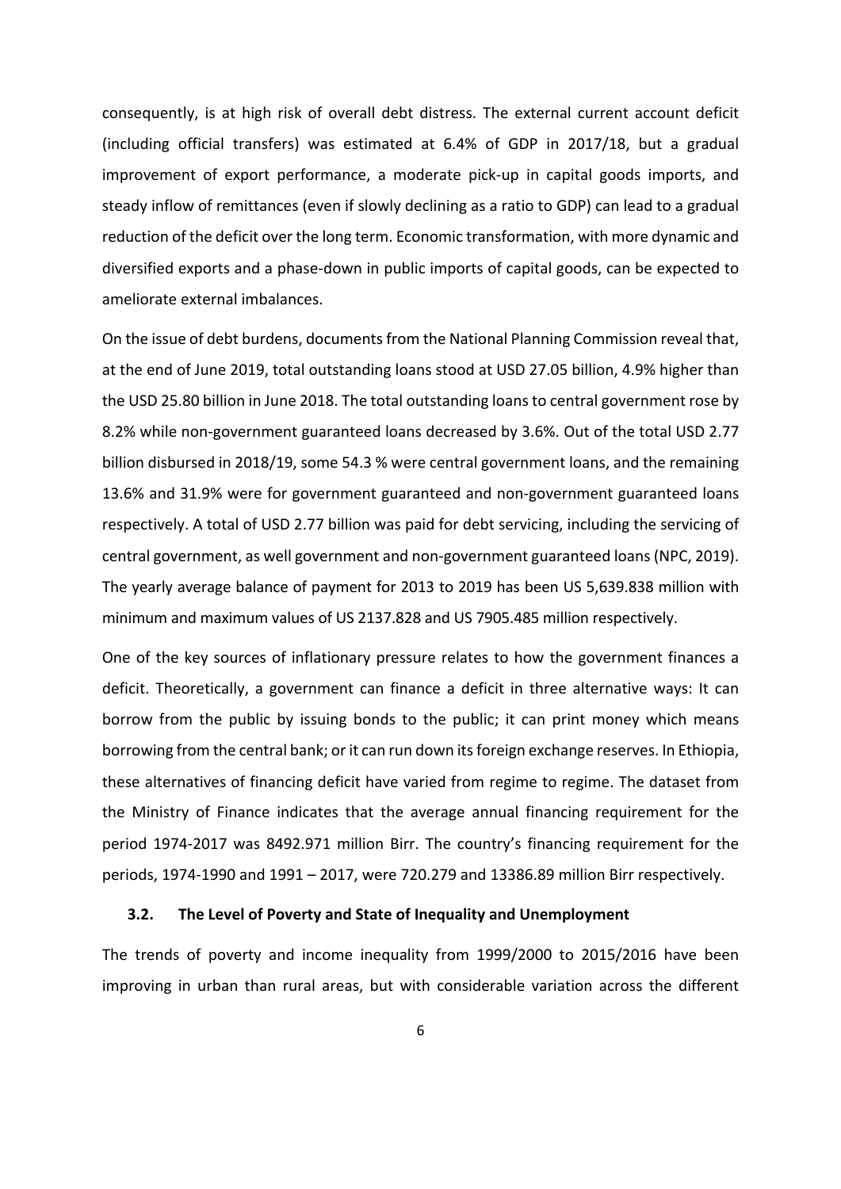consequently, is at high risk of overall debt distress. The external current account deficit (including official transfers) was estimated at 6.4% of GDP in 2017/18, but a gradual improvement of export performance, a moderate pick-up in capital goods imports, and steady inflow of remittances (even if slowly declining as a ratio to GDP) can lead to a gradual reduction of the deficit over the long term. Economic transformation, with more dynamic and diversified exports and a phase-down in public imports of capital goods, can be expected to ameliorate external imbalances.

On the issue of debt burdens, documents from the National Planning Commission reveal that, at the end of June 2019, total outstanding loans stood at USD 27.05 billion, 4.9% higher than the USD 25.80 billion in June 2018. The total outstanding loans to central government rose by 8.2% while non-government guaranteed loans decreased by 3.6%. Out of the total USD 2.77 billion disbursed in 2018/19, some 54.3 % were central government loans, and the remaining 13.6% and 31.9% were for government guaranteed and non-government guaranteed loans respectively. A total of USD 2.77 billion was paid for debt servicing, including the servicing of central government, as well government and non-government guaranteed loans (NPC, 2019). The yearly average balance of payment for 2013 to 2019 has been US 5,639.838 million with minimum and maximum values of US 2137.828 and US 7905.485 million respectively.

One of the key sources of inflationary pressure relates to how the government finances a deficit. Theoretically, a government can finance a deficit in three alternative ways: It can borrow from the public by issuing bonds to the public; it can print money which means borrowing from the central bank; or it can run down its foreign exchange reserves. In Ethiopia, these alternatives of financing deficit have varied from regime to regime. The dataset from the Ministry of Finance indicates that the average annual financing requirement for the period 1974-2017 was 8492.971 million Birr. The country's financing requirement for the periods, 1974-1990 and 1991 – 2017, were 720.279 and 13386.89 million Birr respectively.

### 3.2. The Level of Poverty and State of Inequality and Unemployment

The trends of poverty and income inequality from 1999/2000 to 2015/2016 have been improving in urban than rural areas, but with considerable variation across the different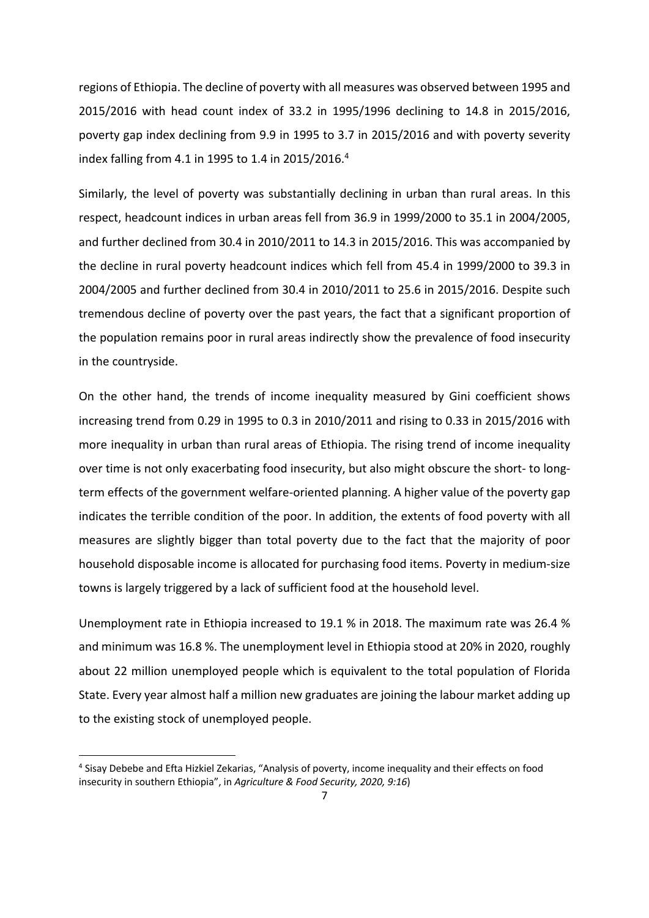regions of Ethiopia. The decline of poverty with all measures was observed between 1995 and 2015/2016 with head count index of 33.2 in 1995/1996 declining to 14.8 in 2015/2016, poverty gap index declining from 9.9 in 1995 to 3.7 in 2015/2016 and with poverty severity index falling from 4.1 in 1995 to 1.4 in 2015/2016.[4]

Similarly, the level of poverty was substantially declining in urban than rural areas. In this respect, headcount indices in urban areas fell from 36.9 in 1999/2000 to 35.1 in 2004/2005, and further declined from 30.4 in 2010/2011 to 14.3 in 2015/2016. This was accompanied by the decline in rural poverty headcount indices which fell from 45.4 in 1999/2000 to 39.3 in 2004/2005 and further declined from 30.4 in 2010/2011 to 25.6 in 2015/2016. Despite such tremendous decline of poverty over the past years, the fact that a significant proportion of the population remains poor in rural areas indirectly show the prevalence of food insecurity in the countryside.

On the other hand, the trends of income inequality measured by Gini coefficient shows increasing trend from 0.29 in 1995 to 0.3 in 2010/2011 and rising to 0.33 in 2015/2016 with more inequality in urban than rural areas of Ethiopia. The rising trend of income inequality over time is not only exacerbating food insecurity, but also might obscure the short- to long-term effects of the government welfare-oriented planning. A higher value of the poverty gap indicates the terrible condition of the poor. In addition, the extents of food poverty with all measures are slightly bigger than total poverty due to the fact that the majority of poor household disposable income is allocated for purchasing food items. Poverty in medium-size towns is largely triggered by a lack of sufficient food at the household level.

Unemployment rate in Ethiopia increased to 19.1 % in 2018. The maximum rate was 26.4 % and minimum was 16.8 %. The unemployment level in Ethiopia stood at 20% in 2020, roughly about 22 million unemployed people which is equivalent to the total population of Florida State. Every year almost half a million new graduates are joining the labour market adding up to the existing stock of unemployed people.

---

[4] Sisay Debebe and Efta Hizkiel Zekarias, "Analysis of poverty, income inequality and their effects on food insecurity in southern Ethiopia", in *Agriculture & Food Security, 2020, 9:16*)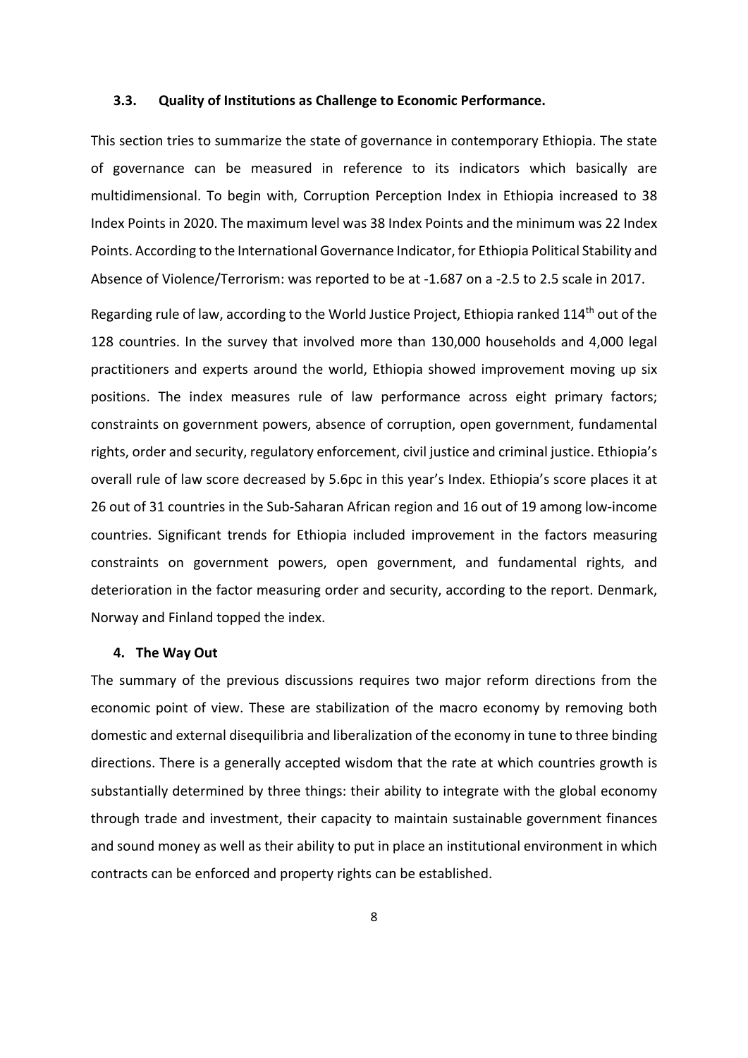### 3.3. Quality of Institutions as Challenge to Economic Performance.

This section tries to summarize the state of governance in contemporary Ethiopia. The state of governance can be measured in reference to its indicators which basically are multidimensional. To begin with, Corruption Perception Index in Ethiopia increased to 38 Index Points in 2020. The maximum level was 38 Index Points and the minimum was 22 Index Points. According to the International Governance Indicator, for Ethiopia Political Stability and Absence of Violence/Terrorism: was reported to be at -1.687 on a -2.5 to 2.5 scale in 2017.

Regarding rule of law, according to the World Justice Project, Ethiopia ranked 114th out of the 128 countries. In the survey that involved more than 130,000 households and 4,000 legal practitioners and experts around the world, Ethiopia showed improvement moving up six positions. The index measures rule of law performance across eight primary factors; constraints on government powers, absence of corruption, open government, fundamental rights, order and security, regulatory enforcement, civil justice and criminal justice. Ethiopia's overall rule of law score decreased by 5.6pc in this year's Index. Ethiopia's score places it at 26 out of 31 countries in the Sub-Saharan African region and 16 out of 19 among low-income countries. Significant trends for Ethiopia included improvement in the factors measuring constraints on government powers, open government, and fundamental rights, and deterioration in the factor measuring order and security, according to the report. Denmark, Norway and Finland topped the index.

## 4. The Way Out

The summary of the previous discussions requires two major reform directions from the economic point of view. These are stabilization of the macro economy by removing both domestic and external disequilibria and liberalization of the economy in tune to three binding directions. There is a generally accepted wisdom that the rate at which countries growth is substantially determined by three things: their ability to integrate with the global economy through trade and investment, their capacity to maintain sustainable government finances and sound money as well as their ability to put in place an institutional environment in which contracts can be enforced and property rights can be established.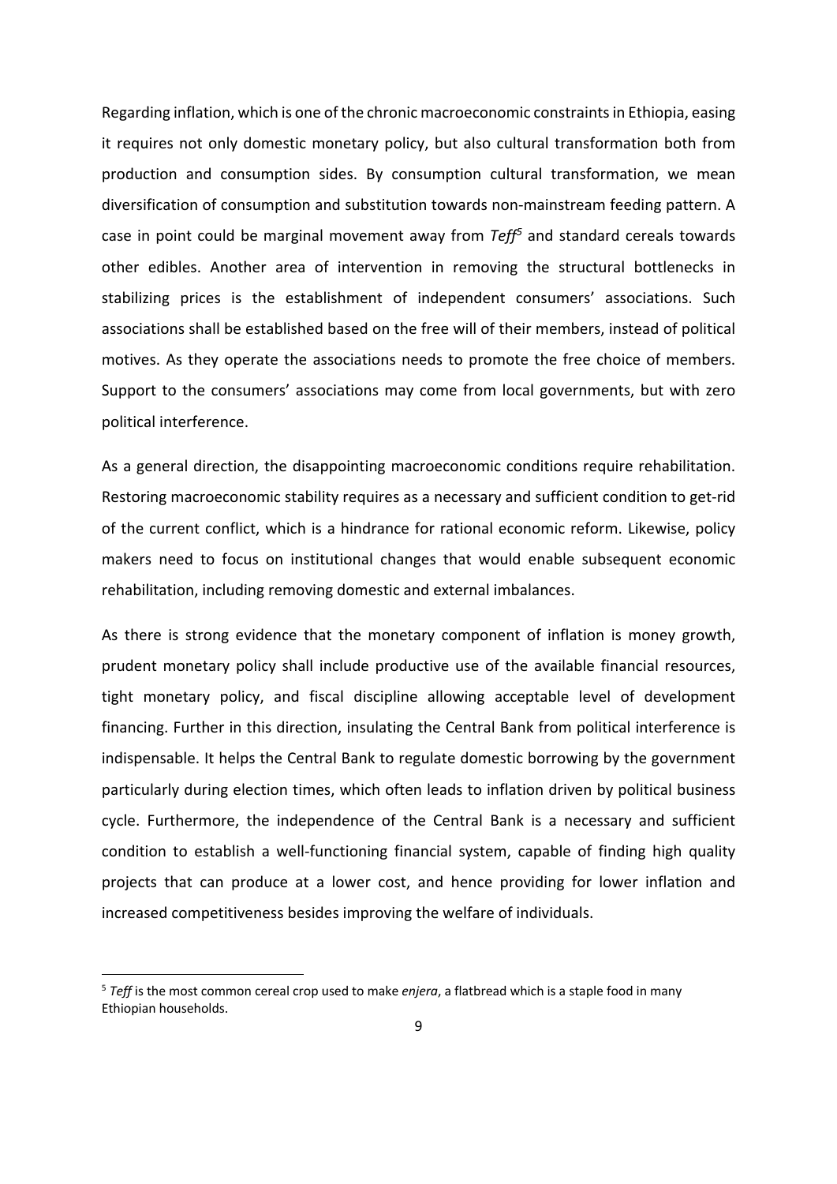Regarding inflation, which is one of the chronic macroeconomic constraints in Ethiopia, easing it requires not only domestic monetary policy, but also cultural transformation both from production and consumption sides. By consumption cultural transformation, we mean diversification of consumption and substitution towards non-mainstream feeding pattern. A case in point could be marginal movement away from *Teff*[5] and standard cereals towards other edibles. Another area of intervention in removing the structural bottlenecks in stabilizing prices is the establishment of independent consumers' associations. Such associations shall be established based on the free will of their members, instead of political motives. As they operate the associations needs to promote the free choice of members. Support to the consumers' associations may come from local governments, but with zero political interference.

As a general direction, the disappointing macroeconomic conditions require rehabilitation. Restoring macroeconomic stability requires as a necessary and sufficient condition to get-rid of the current conflict, which is a hindrance for rational economic reform. Likewise, policy makers need to focus on institutional changes that would enable subsequent economic rehabilitation, including removing domestic and external imbalances.

As there is strong evidence that the monetary component of inflation is money growth, prudent monetary policy shall include productive use of the available financial resources, tight monetary policy, and fiscal discipline allowing acceptable level of development financing. Further in this direction, insulating the Central Bank from political interference is indispensable. It helps the Central Bank to regulate domestic borrowing by the government particularly during election times, which often leads to inflation driven by political business cycle. Furthermore, the independence of the Central Bank is a necessary and sufficient condition to establish a well-functioning financial system, capable of finding high quality projects that can produce at a lower cost, and hence providing for lower inflation and increased competitiveness besides improving the welfare of individuals.

[5] *Teff* is the most common cereal crop used to make *enjera*, a flatbread which is a staple food in many Ethiopian households.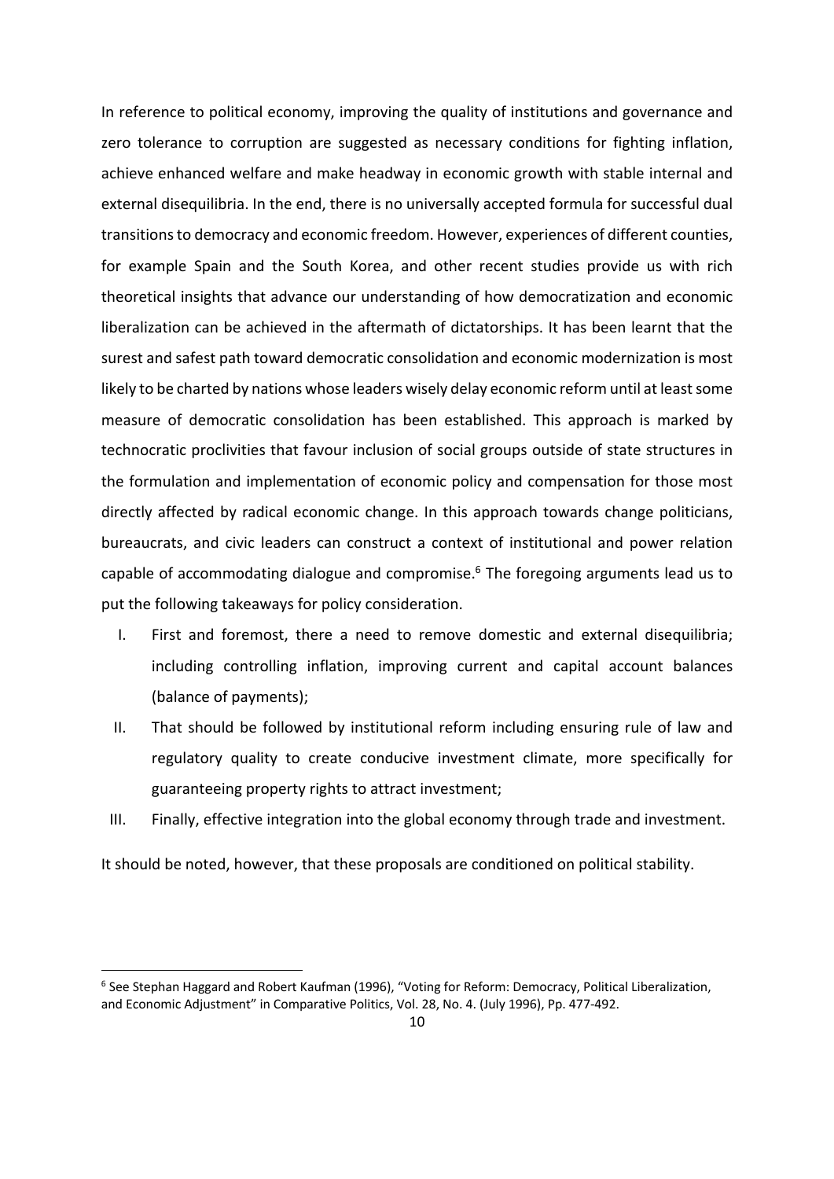In reference to political economy, improving the quality of institutions and governance and zero tolerance to corruption are suggested as necessary conditions for fighting inflation, achieve enhanced welfare and make headway in economic growth with stable internal and external disequilibria. In the end, there is no universally accepted formula for successful dual transitions to democracy and economic freedom. However, experiences of different counties, for example Spain and the South Korea, and other recent studies provide us with rich theoretical insights that advance our understanding of how democratization and economic liberalization can be achieved in the aftermath of dictatorships. It has been learnt that the surest and safest path toward democratic consolidation and economic modernization is most likely to be charted by nations whose leaders wisely delay economic reform until at least some measure of democratic consolidation has been established. This approach is marked by technocratic proclivities that favour inclusion of social groups outside of state structures in the formulation and implementation of economic policy and compensation for those most directly affected by radical economic change. In this approach towards change politicians, bureaucrats, and civic leaders can construct a context of institutional and power relation capable of accommodating dialogue and compromise.[6] The foregoing arguments lead us to put the following takeaways for policy consideration.

I. First and foremost, there a need to remove domestic and external disequilibria; including controlling inflation, improving current and capital account balances (balance of payments);
II. That should be followed by institutional reform including ensuring rule of law and regulatory quality to create conducive investment climate, more specifically for guaranteeing property rights to attract investment;
III. Finally, effective integration into the global economy through trade and investment.

It should be noted, however, that these proposals are conditioned on political stability.

---

[6] See Stephan Haggard and Robert Kaufman (1996), "Voting for Reform: Democracy, Political Liberalization, and Economic Adjustment" in Comparative Politics, Vol. 28, No. 4. (July 1996), Pp. 477-492.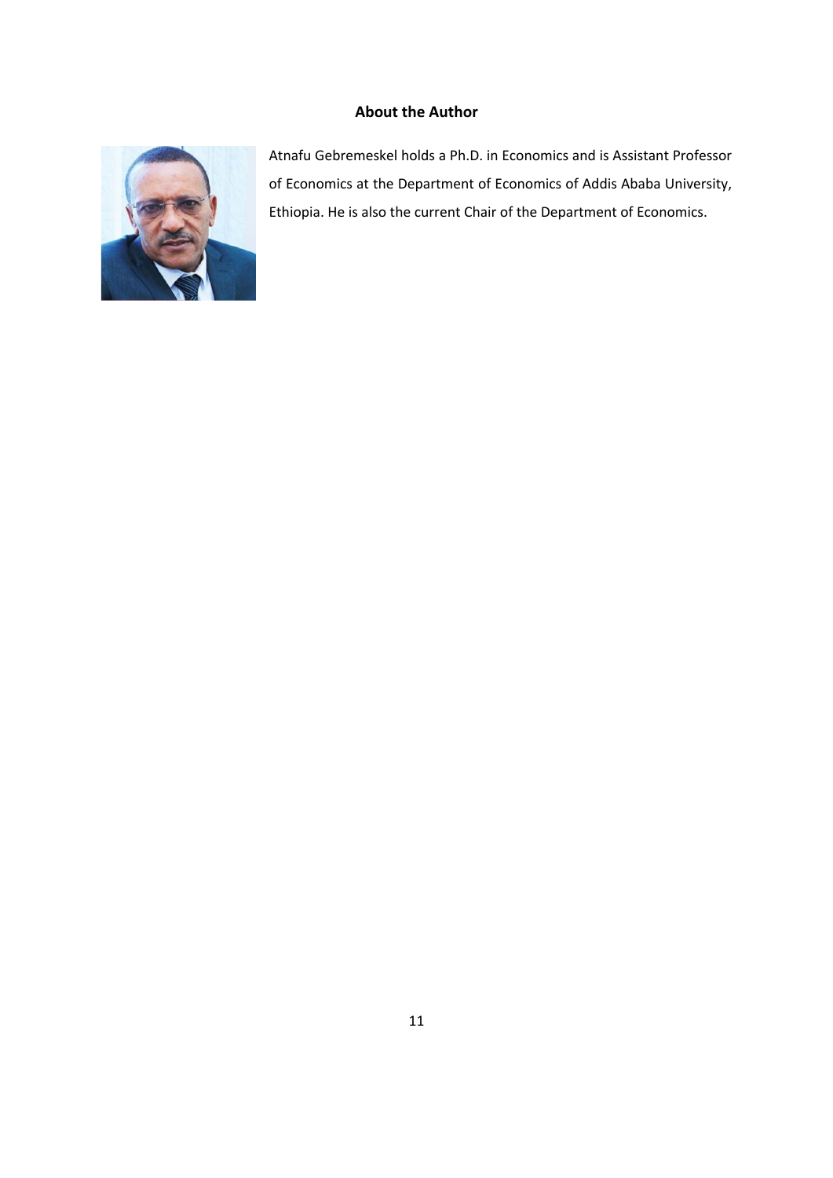## About the Author

Atnafu Gebremeskel holds a Ph.D. in Economics and is Assistant Professor of Economics at the Department of Economics of Addis Ababa University, Ethiopia. He is also the current Chair of the Department of Economics.